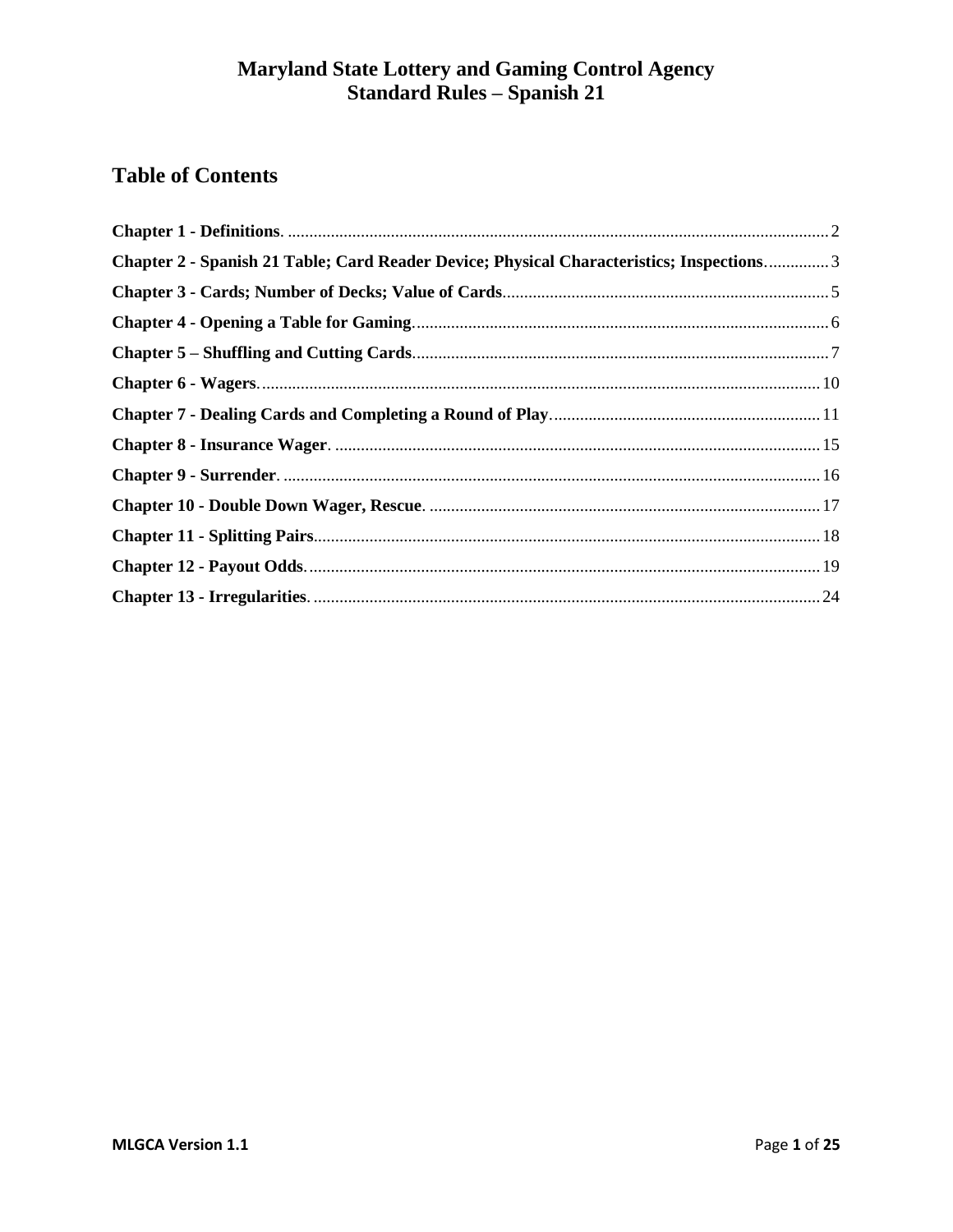# Maryland State Lottery and Gaming Control Agency
# Standard Rules – Spanish 21

## Table of Contents

**Chapter 1 - Definitions**. .......... 2

**Chapter 2 - Spanish 21 Table; Card Reader Device; Physical Characteristics; Inspections**. .......... 3

**Chapter 3 - Cards; Number of Decks; Value of Cards**. .......... 5

**Chapter 4 - Opening a Table for Gaming**. .......... 6

**Chapter 5 – Shuffling and Cutting Cards**. .......... 7

**Chapter 6 - Wagers**. .......... 10

**Chapter 7 - Dealing Cards and Completing a Round of Play**. .......... 11

**Chapter 8 - Insurance Wager**. .......... 15

**Chapter 9 - Surrender**. .......... 16

**Chapter 10 - Double Down Wager, Rescue**. .......... 17

**Chapter 11 - Splitting Pairs**. .......... 18

**Chapter 12 - Payout Odds**. .......... 19

**Chapter 13 - Irregularities**. .......... 24

MLGCA Version 1.1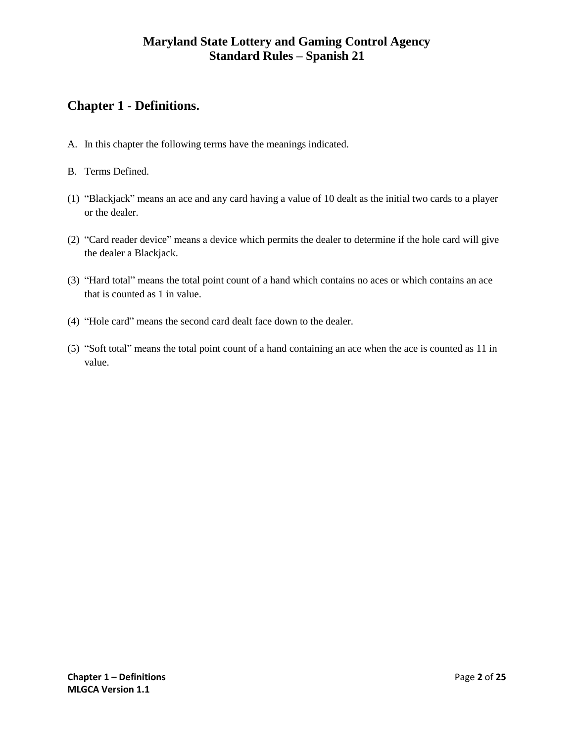# Maryland State Lottery and Gaming Control Agency
# Standard Rules – Spanish 21

## Chapter 1 - Definitions.

A. In this chapter the following terms have the meanings indicated.

B. Terms Defined.

(1) "Blackjack" means an ace and any card having a value of 10 dealt as the initial two cards to a player or the dealer.

(2) "Card reader device" means a device which permits the dealer to determine if the hole card will give the dealer a Blackjack.

(3) "Hard total" means the total point count of a hand which contains no aces or which contains an ace that is counted as 1 in value.

(4) "Hole card" means the second card dealt face down to the dealer.

(5) "Soft total" means the total point count of a hand containing an ace when the ace is counted as 11 in value.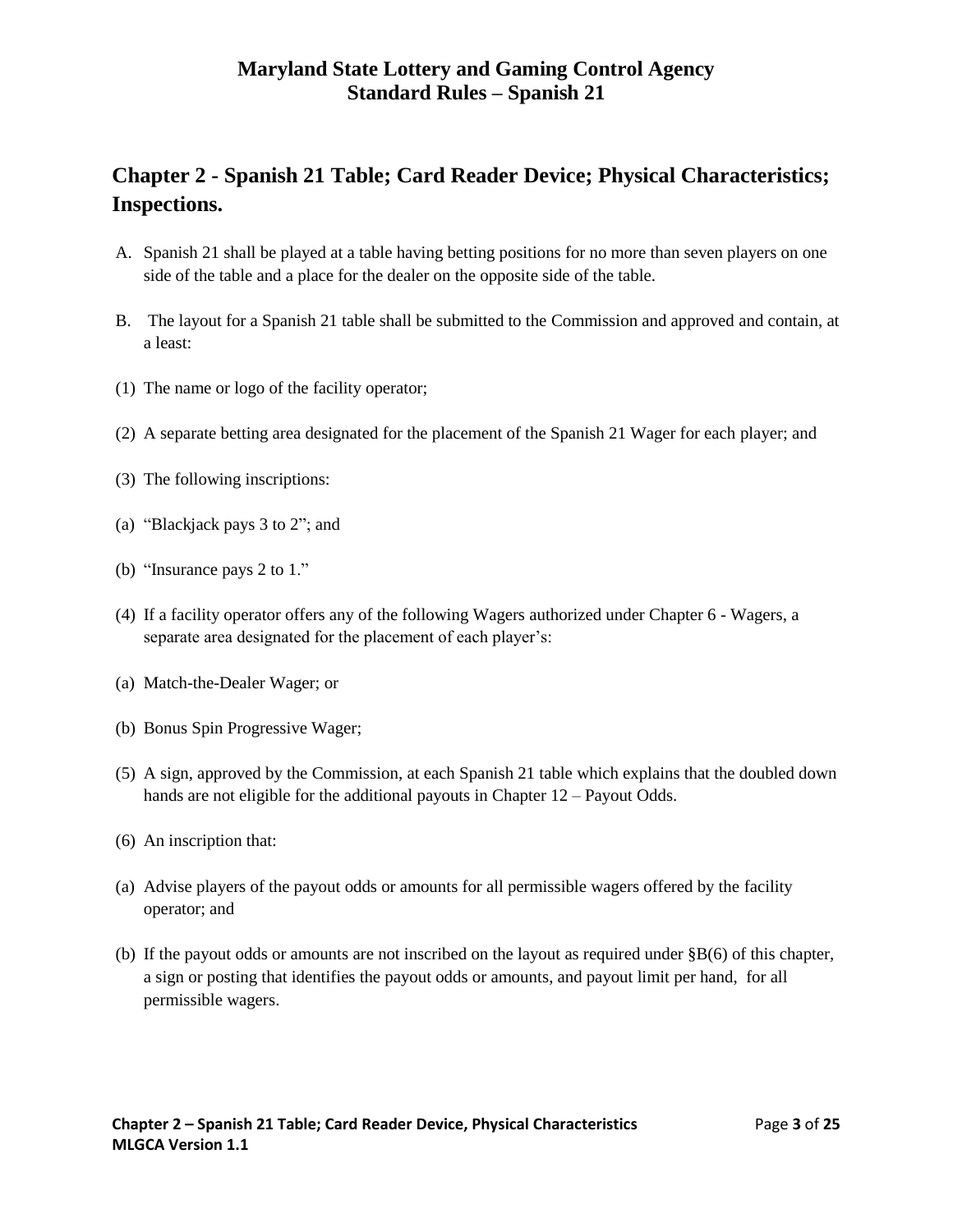# Chapter 2 - Spanish 21 Table; Card Reader Device; Physical Characteristics; Inspections.

A. Spanish 21 shall be played at a table having betting positions for no more than seven players on one side of the table and a place for the dealer on the opposite side of the table.

B. The layout for a Spanish 21 table shall be submitted to the Commission and approved and contain, at a least:

(1) The name or logo of the facility operator;

(2) A separate betting area designated for the placement of the Spanish 21 Wager for each player; and

(3) The following inscriptions:

(a) "Blackjack pays 3 to 2"; and

(b) "Insurance pays 2 to 1."

(4) If a facility operator offers any of the following Wagers authorized under Chapter 6 - Wagers, a separate area designated for the placement of each player's:

(a) Match-the-Dealer Wager; or

(b) Bonus Spin Progressive Wager;

(5) A sign, approved by the Commission, at each Spanish 21 table which explains that the doubled down hands are not eligible for the additional payouts in Chapter 12 – Payout Odds.

(6) An inscription that:

(a) Advise players of the payout odds or amounts for all permissible wagers offered by the facility operator; and

(b) If the payout odds or amounts are not inscribed on the layout as required under §B(6) of this chapter, a sign or posting that identifies the payout odds or amounts, and payout limit per hand, for all permissible wagers.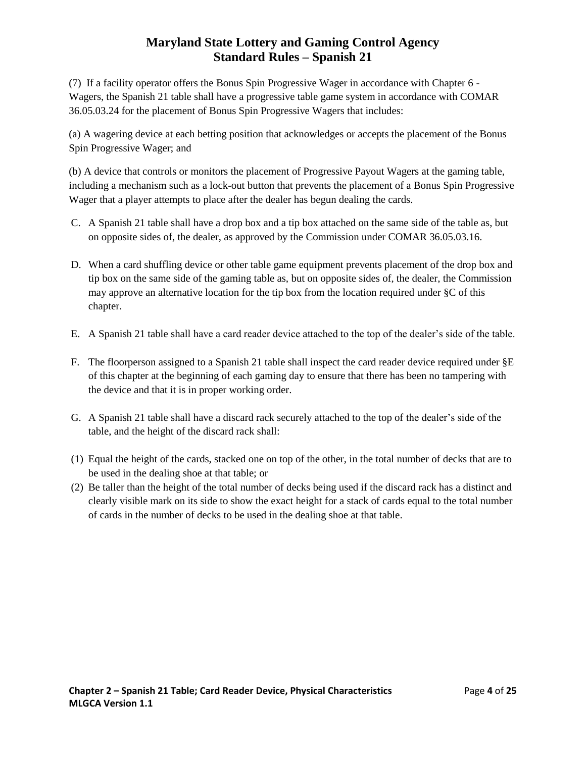(7) If a facility operator offers the Bonus Spin Progressive Wager in accordance with Chapter 6 - Wagers, the Spanish 21 table shall have a progressive table game system in accordance with COMAR 36.05.03.24 for the placement of Bonus Spin Progressive Wagers that includes:

(a) A wagering device at each betting position that acknowledges or accepts the placement of the Bonus Spin Progressive Wager; and

(b) A device that controls or monitors the placement of Progressive Payout Wagers at the gaming table, including a mechanism such as a lock-out button that prevents the placement of a Bonus Spin Progressive Wager that a player attempts to place after the dealer has begun dealing the cards.

C. A Spanish 21 table shall have a drop box and a tip box attached on the same side of the table as, but on opposite sides of, the dealer, as approved by the Commission under COMAR 36.05.03.16.

D. When a card shuffling device or other table game equipment prevents placement of the drop box and tip box on the same side of the gaming table as, but on opposite sides of, the dealer, the Commission may approve an alternative location for the tip box from the location required under §C of this chapter.

E. A Spanish 21 table shall have a card reader device attached to the top of the dealer's side of the table.

F. The floorperson assigned to a Spanish 21 table shall inspect the card reader device required under §E of this chapter at the beginning of each gaming day to ensure that there has been no tampering with the device and that it is in proper working order.

G. A Spanish 21 table shall have a discard rack securely attached to the top of the dealer's side of the table, and the height of the discard rack shall:

(1) Equal the height of the cards, stacked one on top of the other, in the total number of decks that are to be used in the dealing shoe at that table; or

(2) Be taller than the height of the total number of decks being used if the discard rack has a distinct and clearly visible mark on its side to show the exact height for a stack of cards equal to the total number of cards in the number of decks to be used in the dealing shoe at that table.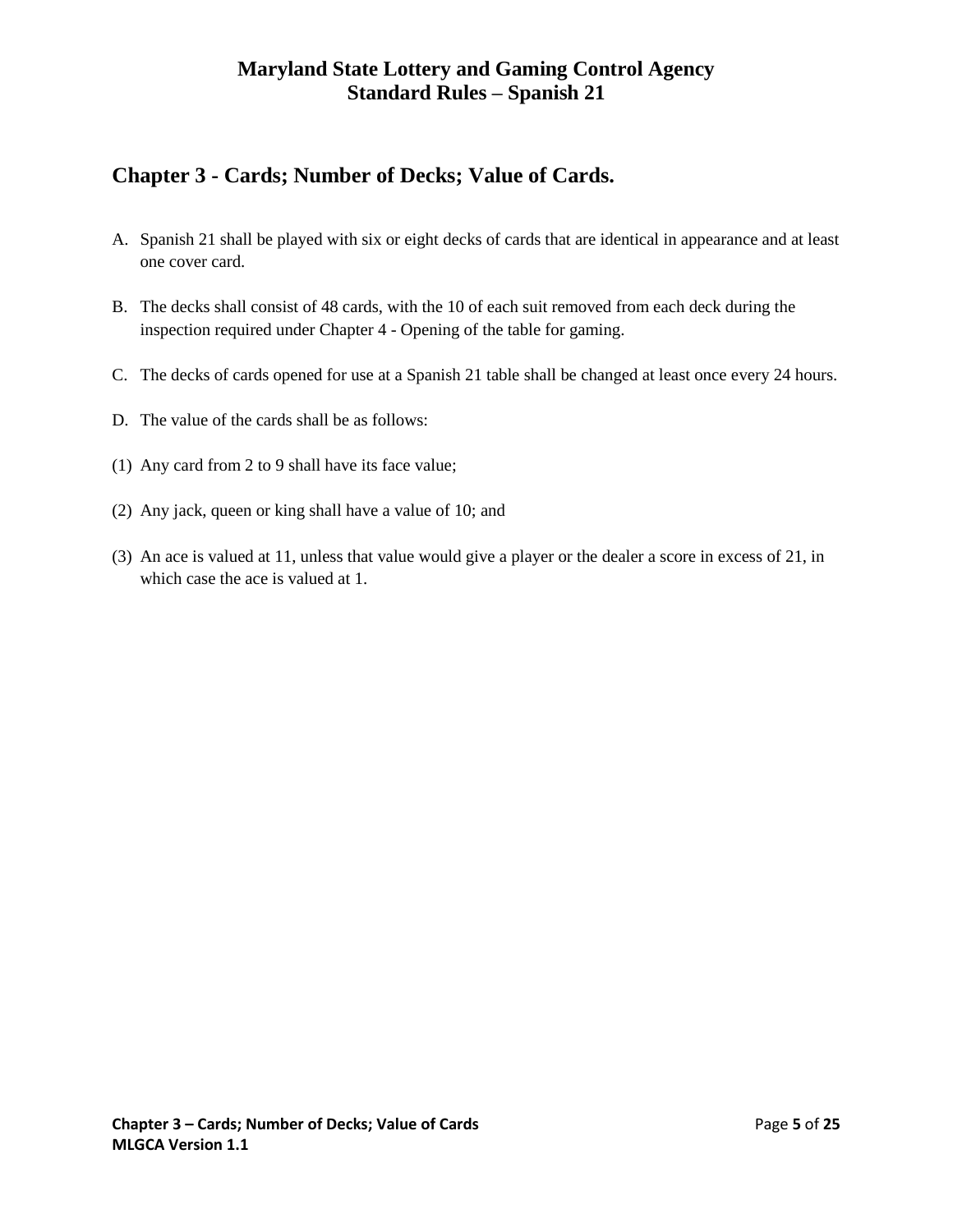## Chapter 3 - Cards; Number of Decks; Value of Cards.

A. Spanish 21 shall be played with six or eight decks of cards that are identical in appearance and at least one cover card.

B. The decks shall consist of 48 cards, with the 10 of each suit removed from each deck during the inspection required under Chapter 4 - Opening of the table for gaming.

C. The decks of cards opened for use at a Spanish 21 table shall be changed at least once every 24 hours.

D. The value of the cards shall be as follows:

(1) Any card from 2 to 9 shall have its face value;

(2) Any jack, queen or king shall have a value of 10; and

(3) An ace is valued at 11, unless that value would give a player or the dealer a score in excess of 21, in which case the ace is valued at 1.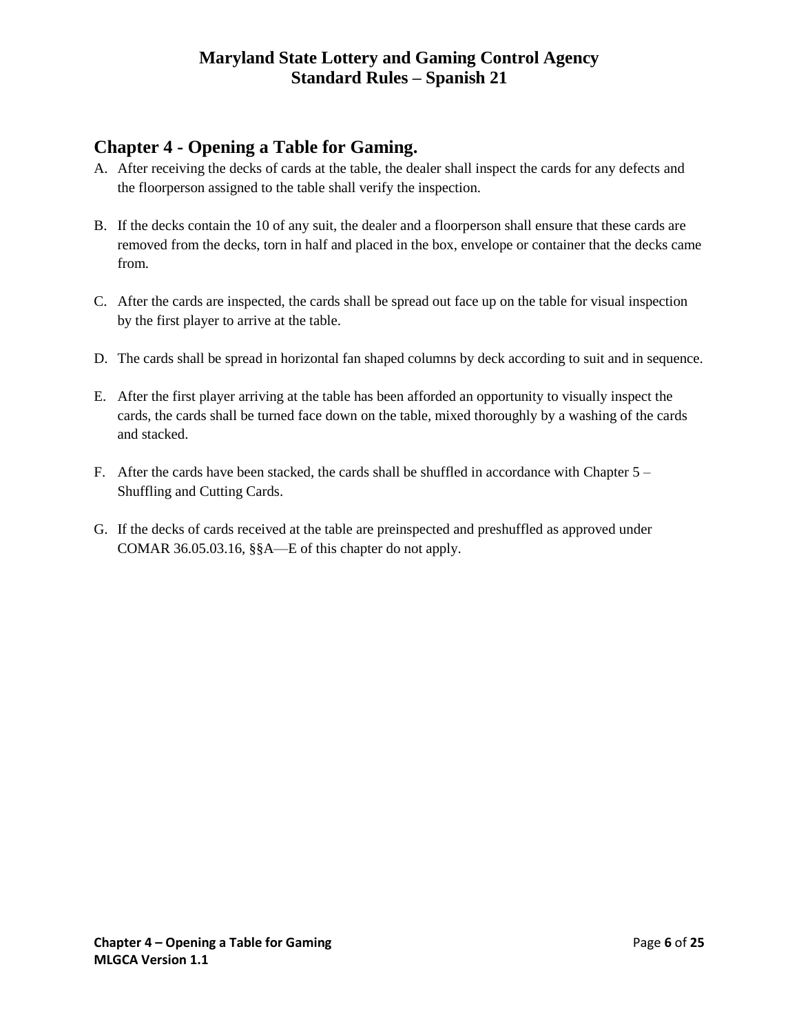## Chapter 4 - Opening a Table for Gaming.

A. After receiving the decks of cards at the table, the dealer shall inspect the cards for any defects and the floorperson assigned to the table shall verify the inspection.

B. If the decks contain the 10 of any suit, the dealer and a floorperson shall ensure that these cards are removed from the decks, torn in half and placed in the box, envelope or container that the decks came from.

C. After the cards are inspected, the cards shall be spread out face up on the table for visual inspection by the first player to arrive at the table.

D. The cards shall be spread in horizontal fan shaped columns by deck according to suit and in sequence.

E. After the first player arriving at the table has been afforded an opportunity to visually inspect the cards, the cards shall be turned face down on the table, mixed thoroughly by a washing of the cards and stacked.

F. After the cards have been stacked, the cards shall be shuffled in accordance with Chapter 5 – Shuffling and Cutting Cards.

G. If the decks of cards received at the table are preinspected and preshuffled as approved under COMAR 36.05.03.16, §§A—E of this chapter do not apply.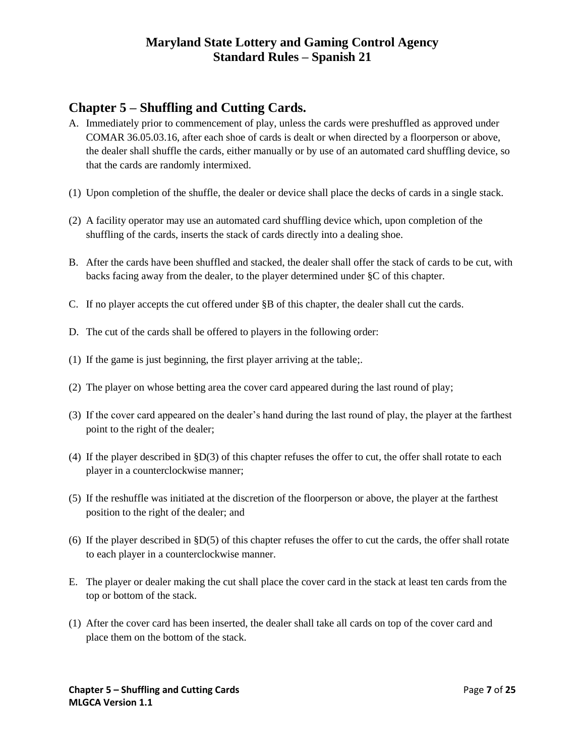## Chapter 5 – Shuffling and Cutting Cards.

A. Immediately prior to commencement of play, unless the cards were preshuffled as approved under COMAR 36.05.03.16, after each shoe of cards is dealt or when directed by a floorperson or above, the dealer shall shuffle the cards, either manually or by use of an automated card shuffling device, so that the cards are randomly intermixed.

(1) Upon completion of the shuffle, the dealer or device shall place the decks of cards in a single stack.

(2) A facility operator may use an automated card shuffling device which, upon completion of the shuffling of the cards, inserts the stack of cards directly into a dealing shoe.

B. After the cards have been shuffled and stacked, the dealer shall offer the stack of cards to be cut, with backs facing away from the dealer, to the player determined under §C of this chapter.

C. If no player accepts the cut offered under §B of this chapter, the dealer shall cut the cards.

D. The cut of the cards shall be offered to players in the following order:

(1) If the game is just beginning, the first player arriving at the table;.

(2) The player on whose betting area the cover card appeared during the last round of play;

(3) If the cover card appeared on the dealer's hand during the last round of play, the player at the farthest point to the right of the dealer;

(4) If the player described in §D(3) of this chapter refuses the offer to cut, the offer shall rotate to each player in a counterclockwise manner;

(5) If the reshuffle was initiated at the discretion of the floorperson or above, the player at the farthest position to the right of the dealer; and

(6) If the player described in §D(5) of this chapter refuses the offer to cut the cards, the offer shall rotate to each player in a counterclockwise manner.

E. The player or dealer making the cut shall place the cover card in the stack at least ten cards from the top or bottom of the stack.

(1) After the cover card has been inserted, the dealer shall take all cards on top of the cover card and place them on the bottom of the stack.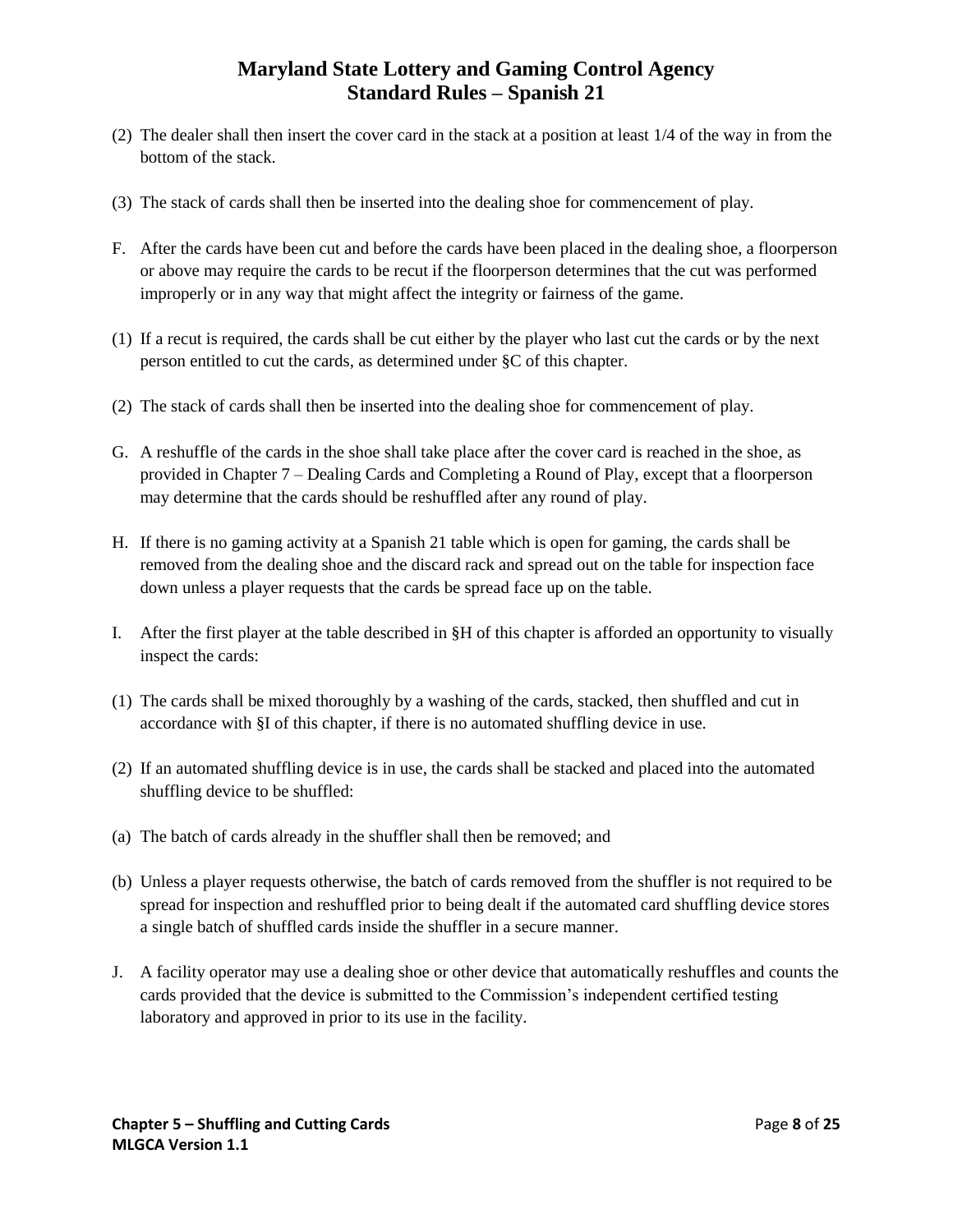(2) The dealer shall then insert the cover card in the stack at a position at least 1/4 of the way in from the bottom of the stack.

(3) The stack of cards shall then be inserted into the dealing shoe for commencement of play.

F. After the cards have been cut and before the cards have been placed in the dealing shoe, a floorperson or above may require the cards to be recut if the floorperson determines that the cut was performed improperly or in any way that might affect the integrity or fairness of the game.

(1) If a recut is required, the cards shall be cut either by the player who last cut the cards or by the next person entitled to cut the cards, as determined under §C of this chapter.

(2) The stack of cards shall then be inserted into the dealing shoe for commencement of play.

G. A reshuffle of the cards in the shoe shall take place after the cover card is reached in the shoe, as provided in Chapter 7 – Dealing Cards and Completing a Round of Play, except that a floorperson may determine that the cards should be reshuffled after any round of play.

H. If there is no gaming activity at a Spanish 21 table which is open for gaming, the cards shall be removed from the dealing shoe and the discard rack and spread out on the table for inspection face down unless a player requests that the cards be spread face up on the table.

I. After the first player at the table described in §H of this chapter is afforded an opportunity to visually inspect the cards:

(1) The cards shall be mixed thoroughly by a washing of the cards, stacked, then shuffled and cut in accordance with §I of this chapter, if there is no automated shuffling device in use.

(2) If an automated shuffling device is in use, the cards shall be stacked and placed into the automated shuffling device to be shuffled:

(a) The batch of cards already in the shuffler shall then be removed; and

(b) Unless a player requests otherwise, the batch of cards removed from the shuffler is not required to be spread for inspection and reshuffled prior to being dealt if the automated card shuffling device stores a single batch of shuffled cards inside the shuffler in a secure manner.

J. A facility operator may use a dealing shoe or other device that automatically reshuffles and counts the cards provided that the device is submitted to the Commission's independent certified testing laboratory and approved in prior to its use in the facility.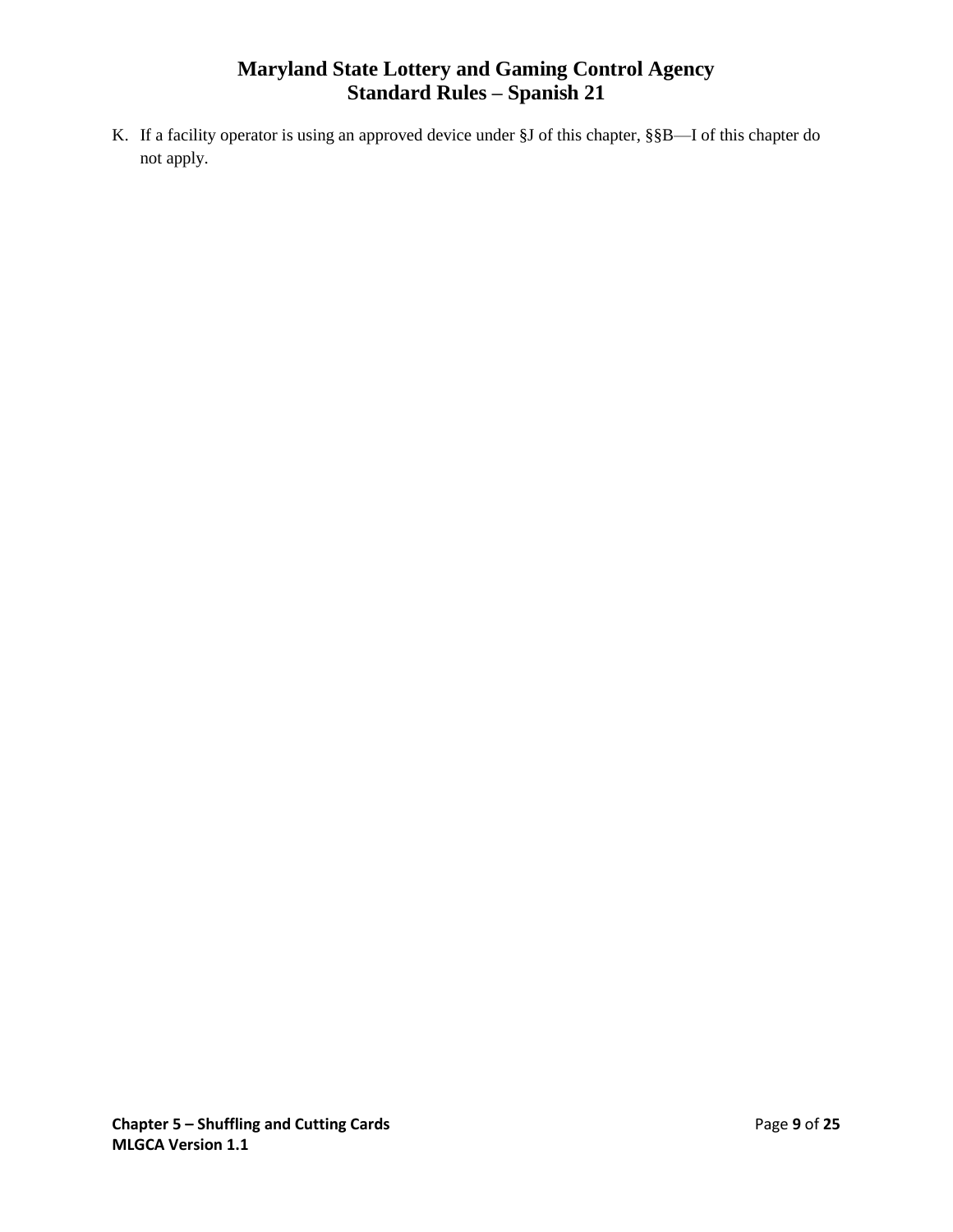K. If a facility operator is using an approved device under §J of this chapter, §§B—I of this chapter do not apply.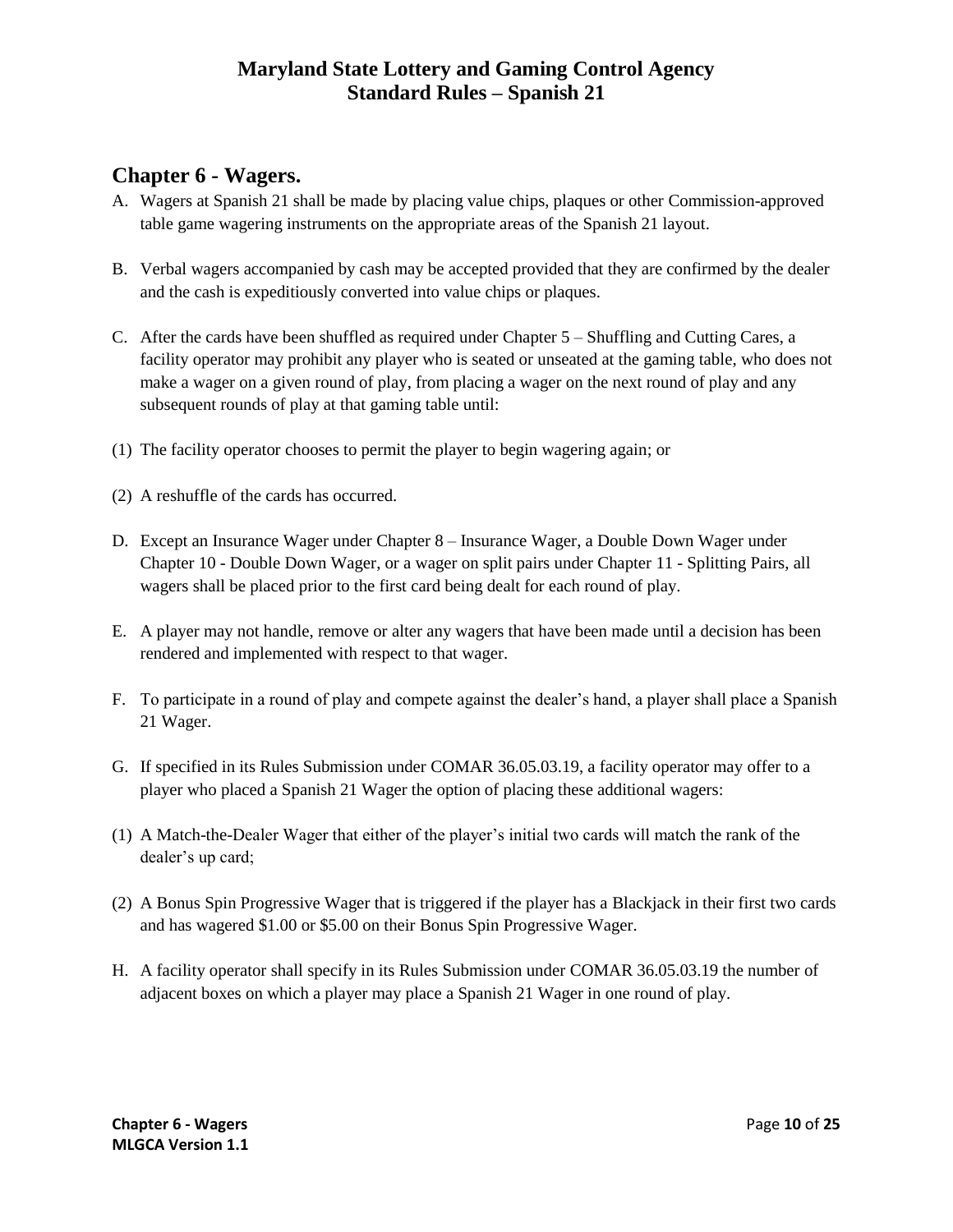## Chapter 6 - Wagers.

A. Wagers at Spanish 21 shall be made by placing value chips, plaques or other Commission-approved table game wagering instruments on the appropriate areas of the Spanish 21 layout.

B. Verbal wagers accompanied by cash may be accepted provided that they are confirmed by the dealer and the cash is expeditiously converted into value chips or plaques.

C. After the cards have been shuffled as required under Chapter 5 – Shuffling and Cutting Cares, a facility operator may prohibit any player who is seated or unseated at the gaming table, who does not make a wager on a given round of play, from placing a wager on the next round of play and any subsequent rounds of play at that gaming table until:

(1) The facility operator chooses to permit the player to begin wagering again; or

(2) A reshuffle of the cards has occurred.

D. Except an Insurance Wager under Chapter 8 – Insurance Wager, a Double Down Wager under Chapter 10 - Double Down Wager, or a wager on split pairs under Chapter 11 - Splitting Pairs, all wagers shall be placed prior to the first card being dealt for each round of play.

E. A player may not handle, remove or alter any wagers that have been made until a decision has been rendered and implemented with respect to that wager.

F. To participate in a round of play and compete against the dealer's hand, a player shall place a Spanish 21 Wager.

G. If specified in its Rules Submission under COMAR 36.05.03.19, a facility operator may offer to a player who placed a Spanish 21 Wager the option of placing these additional wagers:

(1) A Match-the-Dealer Wager that either of the player's initial two cards will match the rank of the dealer's up card;

(2) A Bonus Spin Progressive Wager that is triggered if the player has a Blackjack in their first two cards and has wagered $1.00 or $5.00 on their Bonus Spin Progressive Wager.

H. A facility operator shall specify in its Rules Submission under COMAR 36.05.03.19 the number of adjacent boxes on which a player may place a Spanish 21 Wager in one round of play.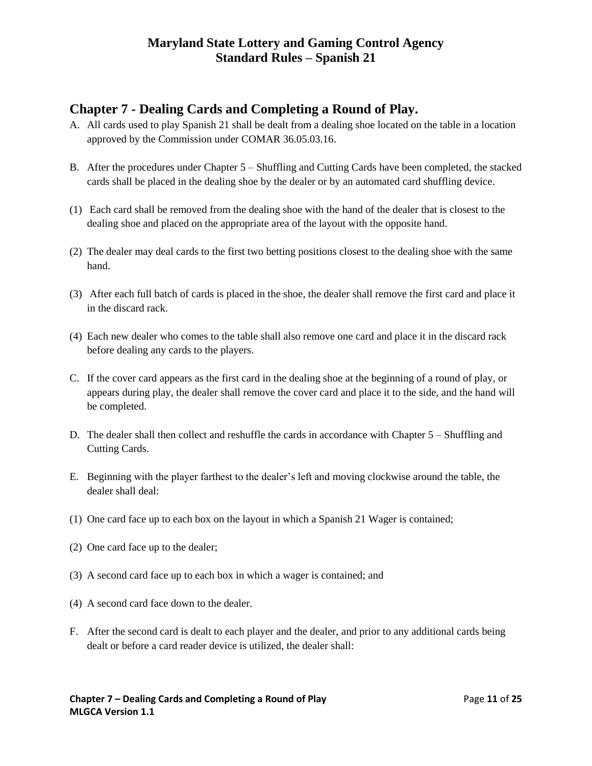## Chapter 7 - Dealing Cards and Completing a Round of Play.

A. All cards used to play Spanish 21 shall be dealt from a dealing shoe located on the table in a location approved by the Commission under COMAR 36.05.03.16.

B. After the procedures under Chapter 5 – Shuffling and Cutting Cards have been completed, the stacked cards shall be placed in the dealing shoe by the dealer or by an automated card shuffling device.

(1) Each card shall be removed from the dealing shoe with the hand of the dealer that is closest to the dealing shoe and placed on the appropriate area of the layout with the opposite hand.

(2) The dealer may deal cards to the first two betting positions closest to the dealing shoe with the same hand.

(3) After each full batch of cards is placed in the shoe, the dealer shall remove the first card and place it in the discard rack.

(4) Each new dealer who comes to the table shall also remove one card and place it in the discard rack before dealing any cards to the players.

C. If the cover card appears as the first card in the dealing shoe at the beginning of a round of play, or appears during play, the dealer shall remove the cover card and place it to the side, and the hand will be completed.

D. The dealer shall then collect and reshuffle the cards in accordance with Chapter 5 – Shuffling and Cutting Cards.

E. Beginning with the player farthest to the dealer's left and moving clockwise around the table, the dealer shall deal:

(1) One card face up to each box on the layout in which a Spanish 21 Wager is contained;

(2) One card face up to the dealer;

(3) A second card face up to each box in which a wager is contained; and

(4) A second card face down to the dealer.

F. After the second card is dealt to each player and the dealer, and prior to any additional cards being dealt or before a card reader device is utilized, the dealer shall: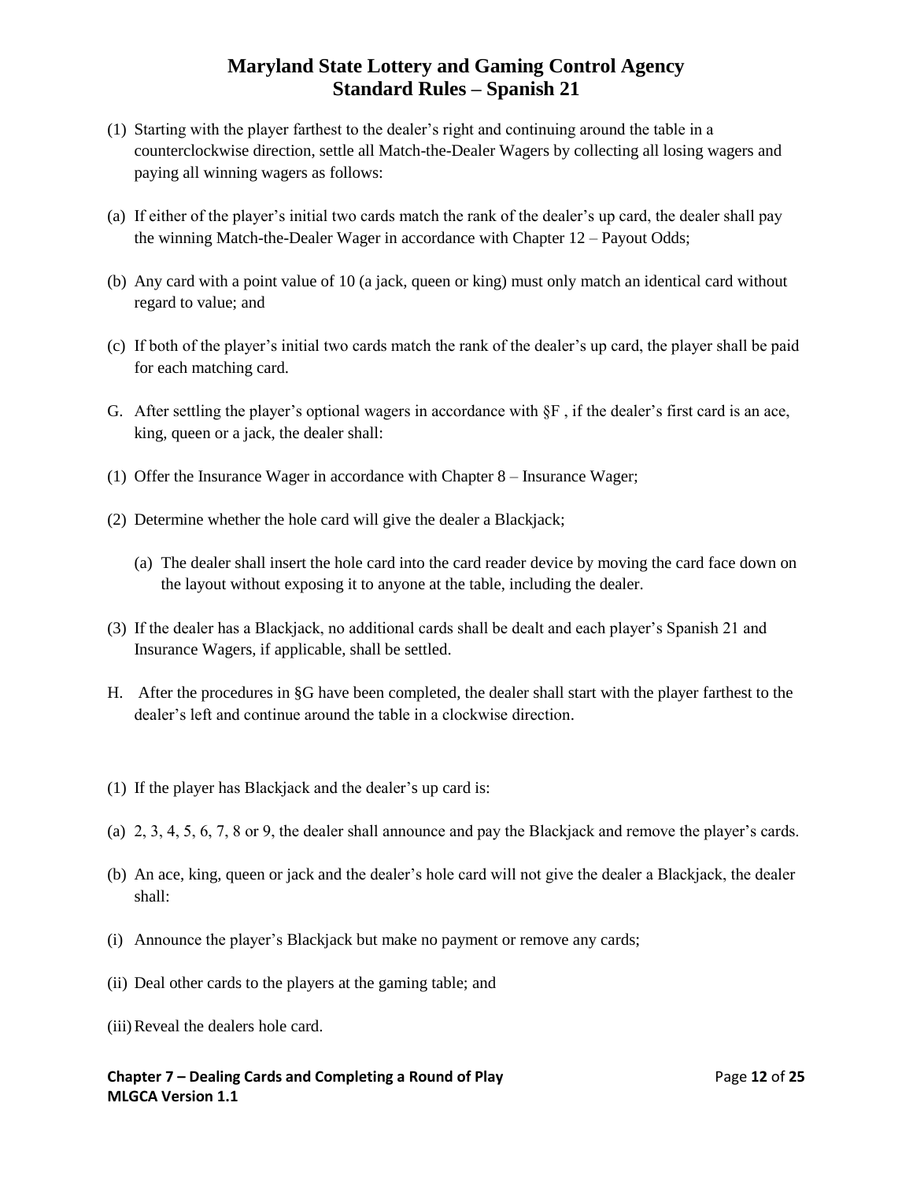(1) Starting with the player farthest to the dealer's right and continuing around the table in a counterclockwise direction, settle all Match-the-Dealer Wagers by collecting all losing wagers and paying all winning wagers as follows:

(a) If either of the player's initial two cards match the rank of the dealer's up card, the dealer shall pay the winning Match-the-Dealer Wager in accordance with Chapter 12 – Payout Odds;

(b) Any card with a point value of 10 (a jack, queen or king) must only match an identical card without regard to value; and

(c) If both of the player's initial two cards match the rank of the dealer's up card, the player shall be paid for each matching card.

G. After settling the player's optional wagers in accordance with §F , if the dealer's first card is an ace, king, queen or a jack, the dealer shall:

(1) Offer the Insurance Wager in accordance with Chapter 8 – Insurance Wager;

(2) Determine whether the hole card will give the dealer a Blackjack;

   (a) The dealer shall insert the hole card into the card reader device by moving the card face down on the layout without exposing it to anyone at the table, including the dealer.

(3) If the dealer has a Blackjack, no additional cards shall be dealt and each player's Spanish 21 and Insurance Wagers, if applicable, shall be settled.

H. After the procedures in §G have been completed, the dealer shall start with the player farthest to the dealer's left and continue around the table in a clockwise direction.

(1) If the player has Blackjack and the dealer's up card is:

(a) 2, 3, 4, 5, 6, 7, 8 or 9, the dealer shall announce and pay the Blackjack and remove the player's cards.

(b) An ace, king, queen or jack and the dealer's hole card will not give the dealer a Blackjack, the dealer shall:

(i) Announce the player's Blackjack but make no payment or remove any cards;

(ii) Deal other cards to the players at the gaming table; and

(iii) Reveal the dealers hole card.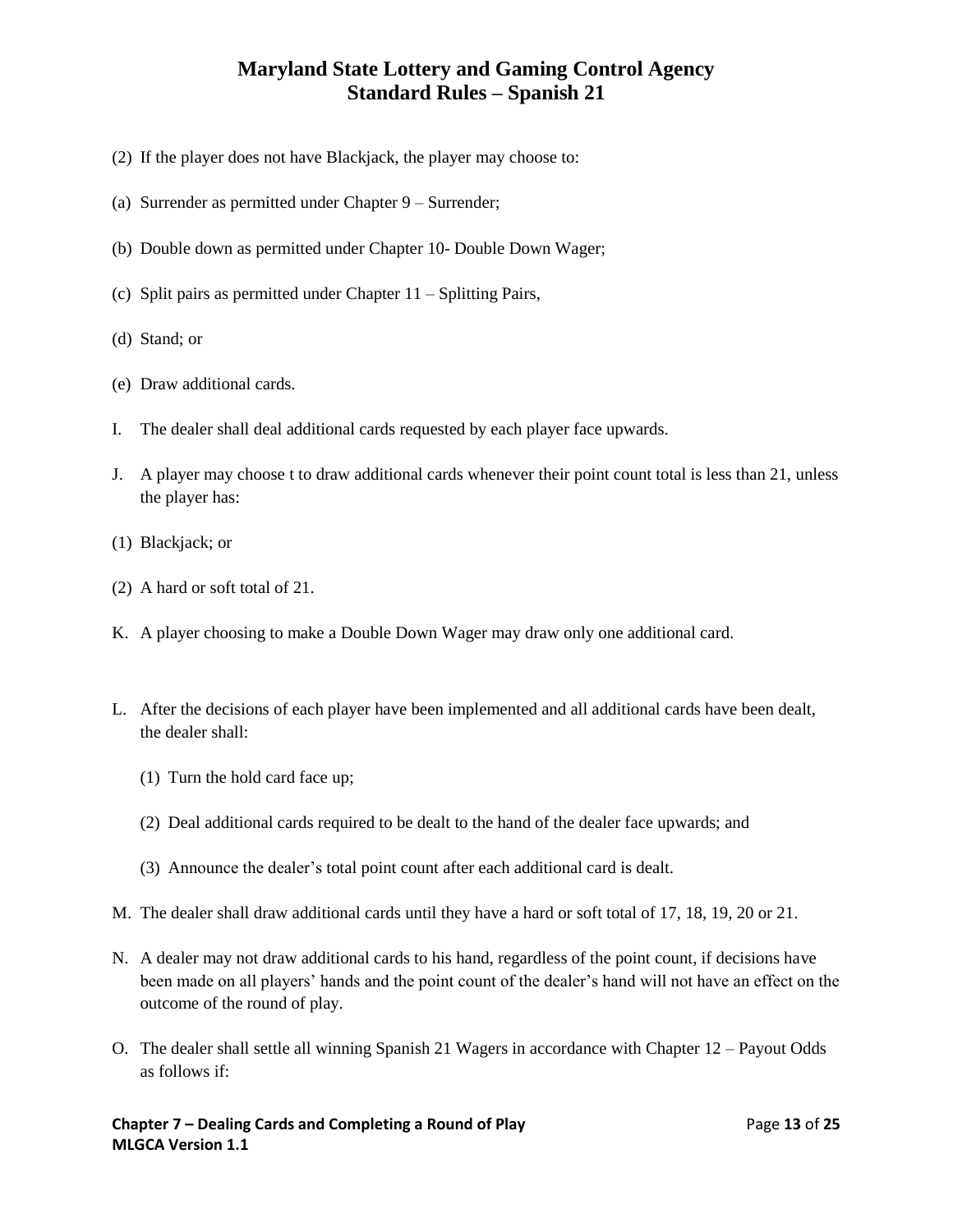(2) If the player does not have Blackjack, the player may choose to:

(a) Surrender as permitted under Chapter 9 – Surrender;

(b) Double down as permitted under Chapter 10- Double Down Wager;

(c) Split pairs as permitted under Chapter 11 – Splitting Pairs,

(d) Stand; or

(e) Draw additional cards.

I. The dealer shall deal additional cards requested by each player face upwards.

J. A player may choose t to draw additional cards whenever their point count total is less than 21, unless the player has:

(1) Blackjack; or

(2) A hard or soft total of 21.

K. A player choosing to make a Double Down Wager may draw only one additional card.

L. After the decisions of each player have been implemented and all additional cards have been dealt, the dealer shall:

   (1) Turn the hold card face up;

   (2) Deal additional cards required to be dealt to the hand of the dealer face upwards; and

   (3) Announce the dealer's total point count after each additional card is dealt.

M. The dealer shall draw additional cards until they have a hard or soft total of 17, 18, 19, 20 or 21.

N. A dealer may not draw additional cards to his hand, regardless of the point count, if decisions have been made on all players' hands and the point count of the dealer's hand will not have an effect on the outcome of the round of play.

O. The dealer shall settle all winning Spanish 21 Wagers in accordance with Chapter 12 – Payout Odds as follows if: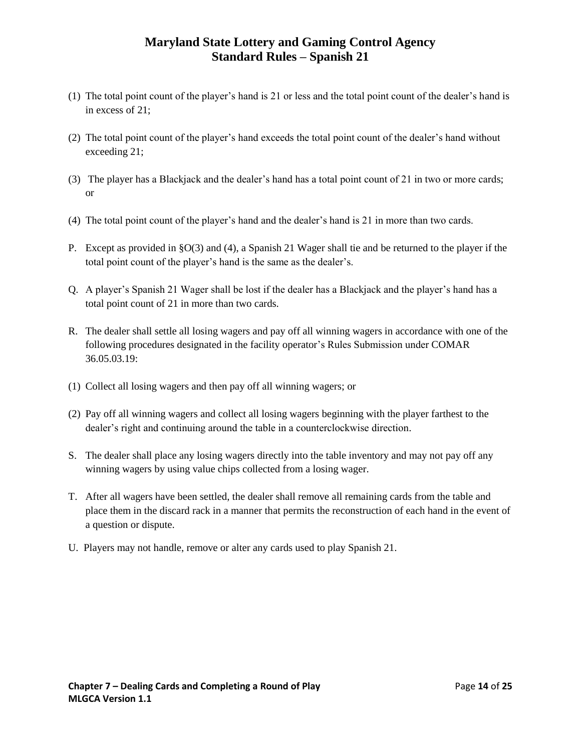(1) The total point count of the player's hand is 21 or less and the total point count of the dealer's hand is in excess of 21;

(2) The total point count of the player's hand exceeds the total point count of the dealer's hand without exceeding 21;

(3) The player has a Blackjack and the dealer's hand has a total point count of 21 in two or more cards; or

(4) The total point count of the player's hand and the dealer's hand is 21 in more than two cards.

P. Except as provided in §O(3) and (4), a Spanish 21 Wager shall tie and be returned to the player if the total point count of the player's hand is the same as the dealer's.

Q. A player's Spanish 21 Wager shall be lost if the dealer has a Blackjack and the player's hand has a total point count of 21 in more than two cards.

R. The dealer shall settle all losing wagers and pay off all winning wagers in accordance with one of the following procedures designated in the facility operator's Rules Submission under COMAR 36.05.03.19:

(1) Collect all losing wagers and then pay off all winning wagers; or

(2) Pay off all winning wagers and collect all losing wagers beginning with the player farthest to the dealer's right and continuing around the table in a counterclockwise direction.

S. The dealer shall place any losing wagers directly into the table inventory and may not pay off any winning wagers by using value chips collected from a losing wager.

T. After all wagers have been settled, the dealer shall remove all remaining cards from the table and place them in the discard rack in a manner that permits the reconstruction of each hand in the event of a question or dispute.

U. Players may not handle, remove or alter any cards used to play Spanish 21.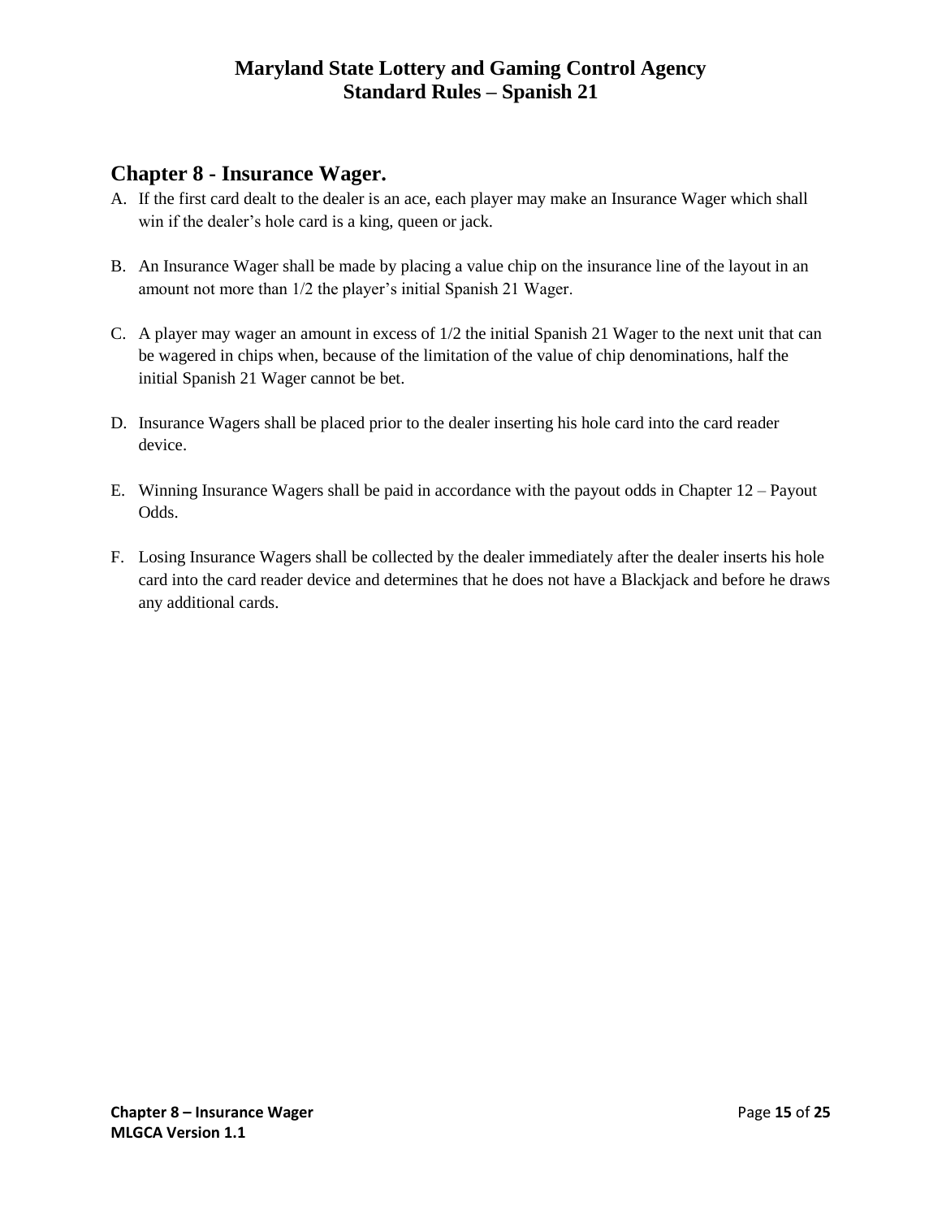## Chapter 8 - Insurance Wager.

A. If the first card dealt to the dealer is an ace, each player may make an Insurance Wager which shall win if the dealer's hole card is a king, queen or jack.

B. An Insurance Wager shall be made by placing a value chip on the insurance line of the layout in an amount not more than 1/2 the player's initial Spanish 21 Wager.

C. A player may wager an amount in excess of 1/2 the initial Spanish 21 Wager to the next unit that can be wagered in chips when, because of the limitation of the value of chip denominations, half the initial Spanish 21 Wager cannot be bet.

D. Insurance Wagers shall be placed prior to the dealer inserting his hole card into the card reader device.

E. Winning Insurance Wagers shall be paid in accordance with the payout odds in Chapter 12 – Payout Odds.

F. Losing Insurance Wagers shall be collected by the dealer immediately after the dealer inserts his hole card into the card reader device and determines that he does not have a Blackjack and before he draws any additional cards.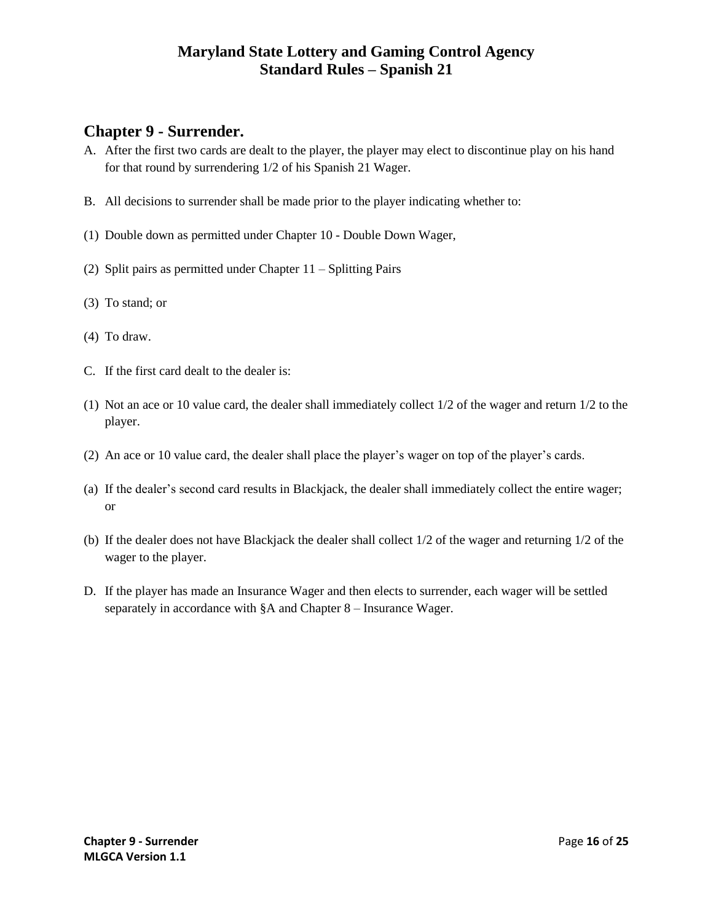## Chapter 9 - Surrender.

A. After the first two cards are dealt to the player, the player may elect to discontinue play on his hand for that round by surrendering 1/2 of his Spanish 21 Wager.

B. All decisions to surrender shall be made prior to the player indicating whether to:

(1) Double down as permitted under Chapter 10 - Double Down Wager,

(2) Split pairs as permitted under Chapter 11 – Splitting Pairs

(3) To stand; or

(4) To draw.

C. If the first card dealt to the dealer is:

(1) Not an ace or 10 value card, the dealer shall immediately collect 1/2 of the wager and return 1/2 to the player.

(2) An ace or 10 value card, the dealer shall place the player's wager on top of the player's cards.

(a) If the dealer's second card results in Blackjack, the dealer shall immediately collect the entire wager; or

(b) If the dealer does not have Blackjack the dealer shall collect 1/2 of the wager and returning 1/2 of the wager to the player.

D. If the player has made an Insurance Wager and then elects to surrender, each wager will be settled separately in accordance with §A and Chapter 8 – Insurance Wager.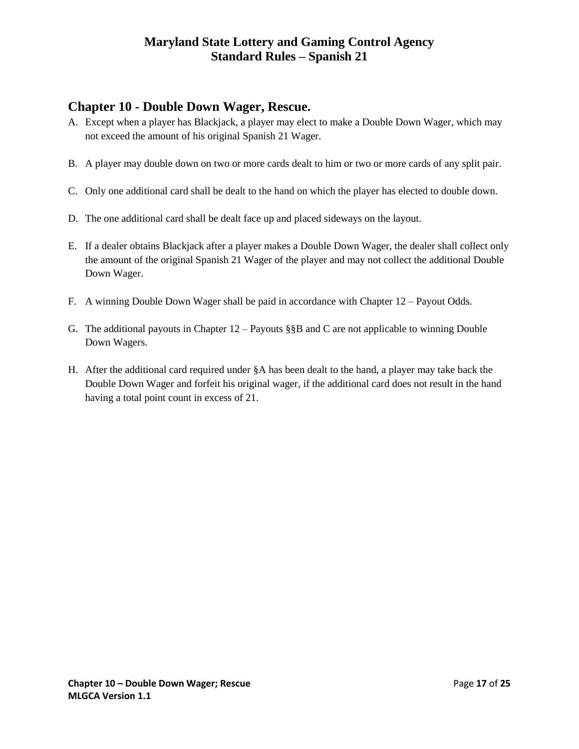## Chapter 10 - Double Down Wager, Rescue.

A. Except when a player has Blackjack, a player may elect to make a Double Down Wager, which may not exceed the amount of his original Spanish 21 Wager.

B. A player may double down on two or more cards dealt to him or two or more cards of any split pair.

C. Only one additional card shall be dealt to the hand on which the player has elected to double down.

D. The one additional card shall be dealt face up and placed sideways on the layout.

E. If a dealer obtains Blackjack after a player makes a Double Down Wager, the dealer shall collect only the amount of the original Spanish 21 Wager of the player and may not collect the additional Double Down Wager.

F. A winning Double Down Wager shall be paid in accordance with Chapter 12 – Payout Odds.

G. The additional payouts in Chapter 12 – Payouts §§B and C are not applicable to winning Double Down Wagers.

H. After the additional card required under §A has been dealt to the hand, a player may take back the Double Down Wager and forfeit his original wager, if the additional card does not result in the hand having a total point count in excess of 21.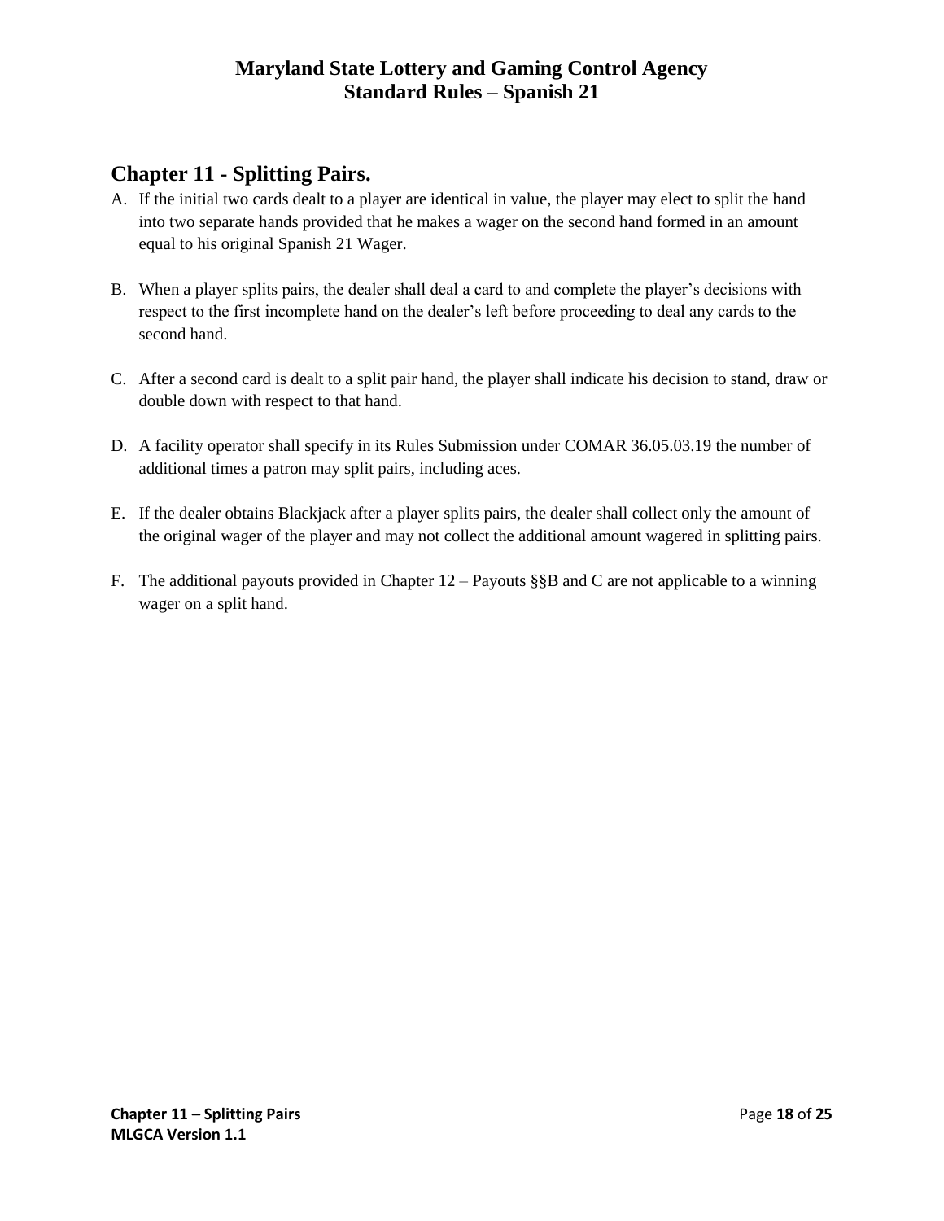## Chapter 11 - Splitting Pairs.

A. If the initial two cards dealt to a player are identical in value, the player may elect to split the hand into two separate hands provided that he makes a wager on the second hand formed in an amount equal to his original Spanish 21 Wager.

B. When a player splits pairs, the dealer shall deal a card to and complete the player's decisions with respect to the first incomplete hand on the dealer's left before proceeding to deal any cards to the second hand.

C. After a second card is dealt to a split pair hand, the player shall indicate his decision to stand, draw or double down with respect to that hand.

D. A facility operator shall specify in its Rules Submission under COMAR 36.05.03.19 the number of additional times a patron may split pairs, including aces.

E. If the dealer obtains Blackjack after a player splits pairs, the dealer shall collect only the amount of the original wager of the player and may not collect the additional amount wagered in splitting pairs.

F. The additional payouts provided in Chapter 12 – Payouts §§B and C are not applicable to a winning wager on a split hand.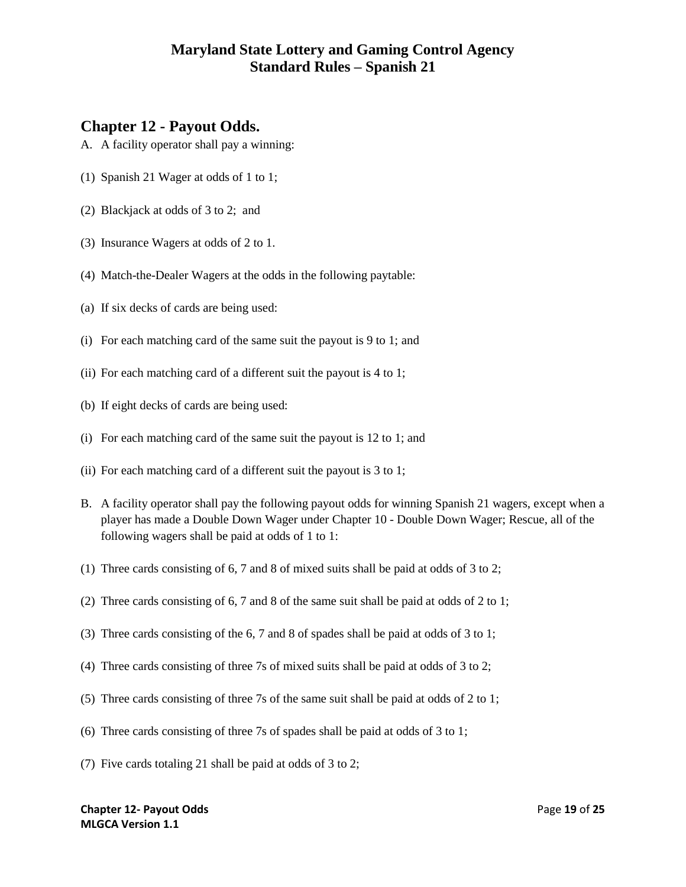## Chapter 12 - Payout Odds.

A. A facility operator shall pay a winning:

(1) Spanish 21 Wager at odds of 1 to 1;

(2) Blackjack at odds of 3 to 2; and

(3) Insurance Wagers at odds of 2 to 1.

(4) Match-the-Dealer Wagers at the odds in the following paytable:

(a) If six decks of cards are being used:

(i) For each matching card of the same suit the payout is 9 to 1; and

(ii) For each matching card of a different suit the payout is 4 to 1;

(b) If eight decks of cards are being used:

(i) For each matching card of the same suit the payout is 12 to 1; and

(ii) For each matching card of a different suit the payout is 3 to 1;

B. A facility operator shall pay the following payout odds for winning Spanish 21 wagers, except when a player has made a Double Down Wager under Chapter 10 - Double Down Wager; Rescue, all of the following wagers shall be paid at odds of 1 to 1:

(1) Three cards consisting of 6, 7 and 8 of mixed suits shall be paid at odds of 3 to 2;

(2) Three cards consisting of 6, 7 and 8 of the same suit shall be paid at odds of 2 to 1;

(3) Three cards consisting of the 6, 7 and 8 of spades shall be paid at odds of 3 to 1;

(4) Three cards consisting of three 7s of mixed suits shall be paid at odds of 3 to 2;

(5) Three cards consisting of three 7s of the same suit shall be paid at odds of 2 to 1;

(6) Three cards consisting of three 7s of spades shall be paid at odds of 3 to 1;

(7) Five cards totaling 21 shall be paid at odds of 3 to 2;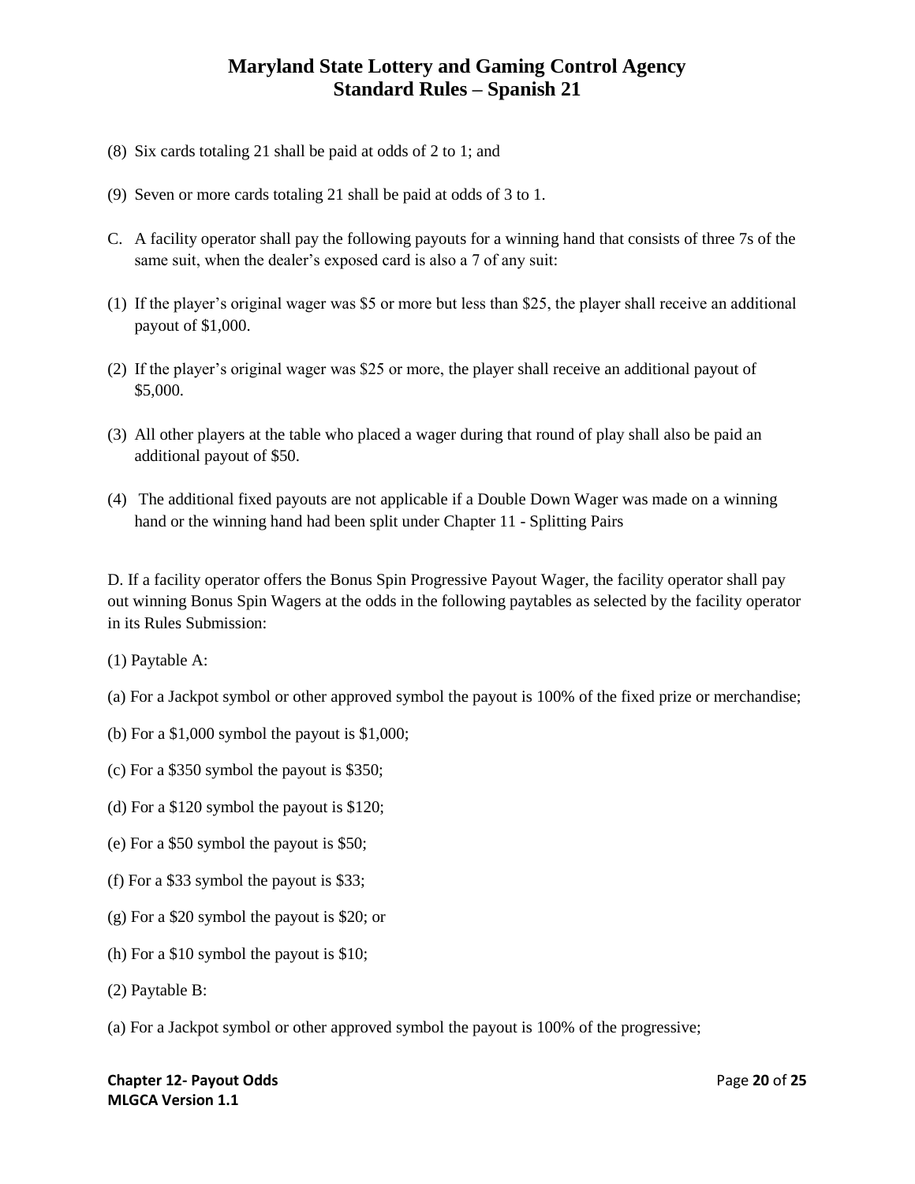(8) Six cards totaling 21 shall be paid at odds of 2 to 1; and

(9) Seven or more cards totaling 21 shall be paid at odds of 3 to 1.

C. A facility operator shall pay the following payouts for a winning hand that consists of three 7s of the same suit, when the dealer's exposed card is also a 7 of any suit:

(1) If the player's original wager was $5 or more but less than $25, the player shall receive an additional payout of $1,000.

(2) If the player's original wager was $25 or more, the player shall receive an additional payout of $5,000.

(3) All other players at the table who placed a wager during that round of play shall also be paid an additional payout of $50.

(4) The additional fixed payouts are not applicable if a Double Down Wager was made on a winning hand or the winning hand had been split under Chapter 11 - Splitting Pairs

D. If a facility operator offers the Bonus Spin Progressive Payout Wager, the facility operator shall pay out winning Bonus Spin Wagers at the odds in the following paytables as selected by the facility operator in its Rules Submission:

(1) Paytable A:

(a) For a Jackpot symbol or other approved symbol the payout is 100% of the fixed prize or merchandise;

(b) For a $1,000 symbol the payout is $1,000;

(c) For a $350 symbol the payout is $350;

(d) For a $120 symbol the payout is $120;

(e) For a $50 symbol the payout is $50;

(f) For a $33 symbol the payout is $33;

(g) For a $20 symbol the payout is $20; or

(h) For a $10 symbol the payout is $10;

(2) Paytable B:

(a) For a Jackpot symbol or other approved symbol the payout is 100% of the progressive;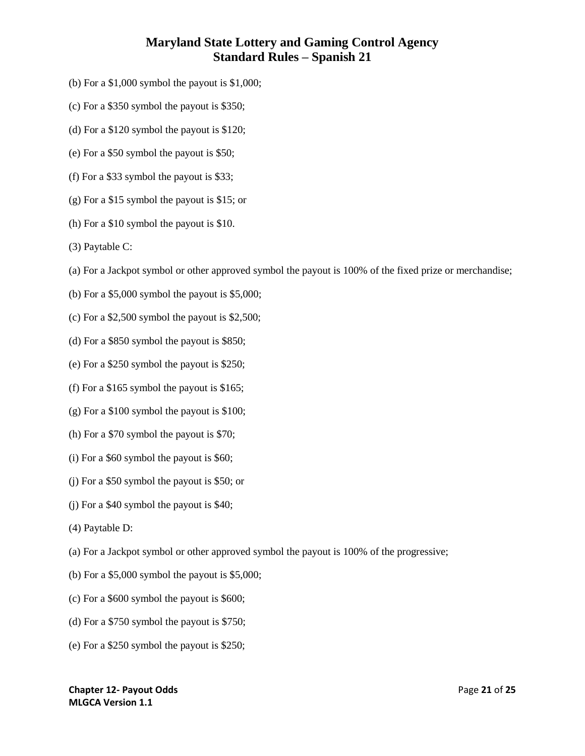(b) For a $1,000 symbol the payout is $1,000;

(c) For a $350 symbol the payout is $350;

(d) For a $120 symbol the payout is $120;

(e) For a $50 symbol the payout is $50;

(f) For a $33 symbol the payout is $33;

(g) For a $15 symbol the payout is $15; or

(h) For a $10 symbol the payout is $10.

(3) Paytable C:

(a) For a Jackpot symbol or other approved symbol the payout is 100% of the fixed prize or merchandise;

(b) For a $5,000 symbol the payout is $5,000;

(c) For a $2,500 symbol the payout is $2,500;

(d) For a $850 symbol the payout is $850;

(e) For a $250 symbol the payout is $250;

(f) For a $165 symbol the payout is $165;

(g) For a $100 symbol the payout is $100;

(h) For a $70 symbol the payout is $70;

(i) For a $60 symbol the payout is $60;

(j) For a $50 symbol the payout is $50; or

(j) For a $40 symbol the payout is $40;

(4) Paytable D:

(a) For a Jackpot symbol or other approved symbol the payout is 100% of the progressive;

(b) For a $5,000 symbol the payout is $5,000;

(c) For a $600 symbol the payout is $600;

(d) For a $750 symbol the payout is $750;

(e) For a $250 symbol the payout is $250;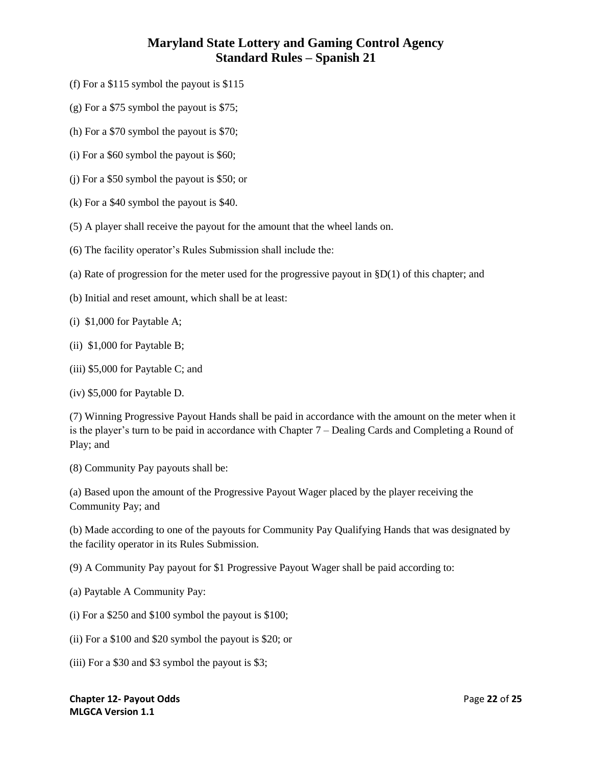(f) For a $115 symbol the payout is $115

(g) For a $75 symbol the payout is $75;

(h) For a $70 symbol the payout is $70;

(i) For a $60 symbol the payout is $60;

(j) For a $50 symbol the payout is $50; or

(k) For a $40 symbol the payout is $40.

(5) A player shall receive the payout for the amount that the wheel lands on.

(6) The facility operator's Rules Submission shall include the:

(a) Rate of progression for the meter used for the progressive payout in §D(1) of this chapter; and

(b) Initial and reset amount, which shall be at least:

(i) $1,000 for Paytable A;

(ii) $1,000 for Paytable B;

(iii) $5,000 for Paytable C; and

(iv) $5,000 for Paytable D.

(7) Winning Progressive Payout Hands shall be paid in accordance with the amount on the meter when it is the player's turn to be paid in accordance with Chapter 7 – Dealing Cards and Completing a Round of Play; and

(8) Community Pay payouts shall be:

(a) Based upon the amount of the Progressive Payout Wager placed by the player receiving the Community Pay; and

(b) Made according to one of the payouts for Community Pay Qualifying Hands that was designated by the facility operator in its Rules Submission.

(9) A Community Pay payout for $1 Progressive Payout Wager shall be paid according to:

(a) Paytable A Community Pay:

(i) For a $250 and $100 symbol the payout is $100;

(ii) For a $100 and $20 symbol the payout is $20; or

(iii) For a $30 and $3 symbol the payout is $3;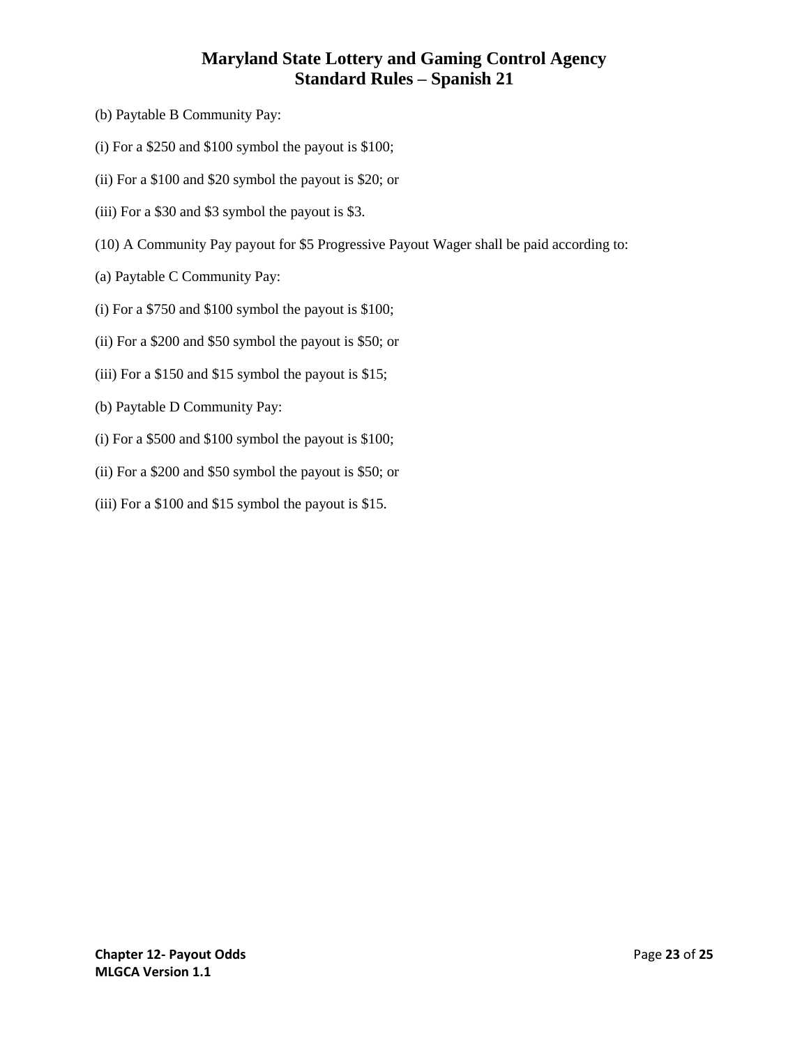(b) Paytable B Community Pay:

(i) For a $250 and $100 symbol the payout is $100;

(ii) For a $100 and $20 symbol the payout is $20; or

(iii) For a $30 and $3 symbol the payout is $3.

(10) A Community Pay payout for $5 Progressive Payout Wager shall be paid according to:

(a) Paytable C Community Pay:

(i) For a $750 and $100 symbol the payout is $100;

(ii) For a $200 and $50 symbol the payout is $50; or

(iii) For a $150 and $15 symbol the payout is $15;

(b) Paytable D Community Pay:

(i) For a $500 and $100 symbol the payout is $100;

(ii) For a $200 and $50 symbol the payout is $50; or

(iii) For a $100 and $15 symbol the payout is $15.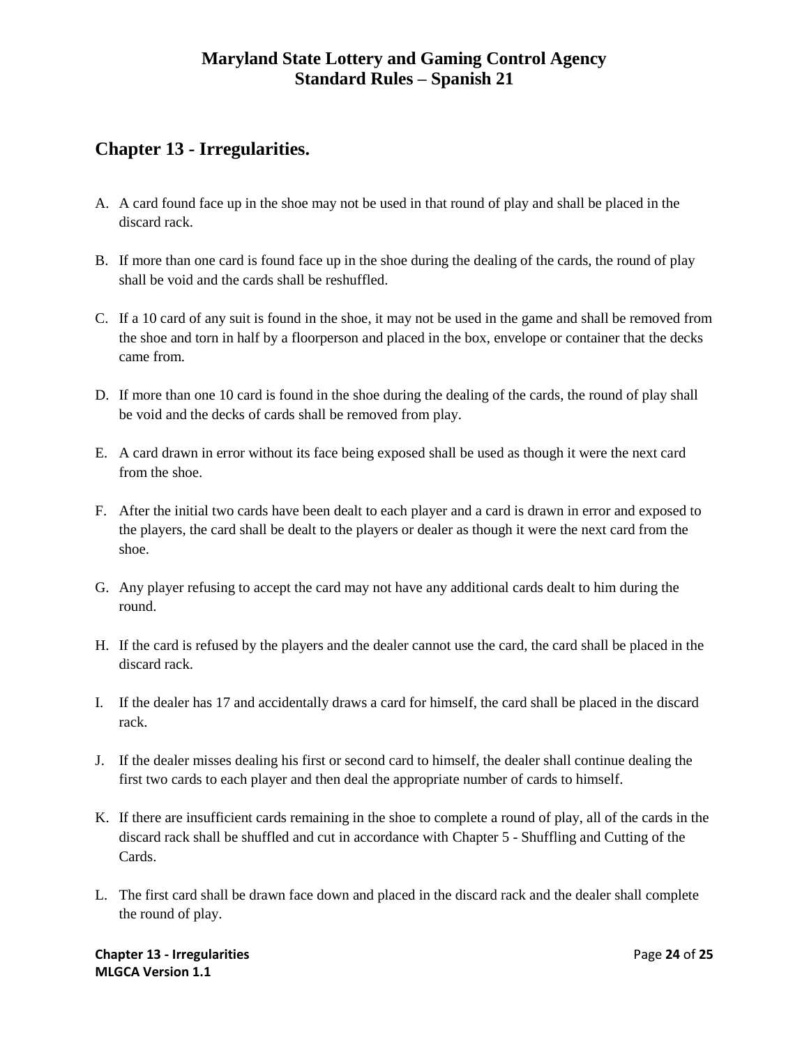## Chapter 13 - Irregularities.

A. A card found face up in the shoe may not be used in that round of play and shall be placed in the discard rack.

B. If more than one card is found face up in the shoe during the dealing of the cards, the round of play shall be void and the cards shall be reshuffled.

C. If a 10 card of any suit is found in the shoe, it may not be used in the game and shall be removed from the shoe and torn in half by a floorperson and placed in the box, envelope or container that the decks came from.

D. If more than one 10 card is found in the shoe during the dealing of the cards, the round of play shall be void and the decks of cards shall be removed from play.

E. A card drawn in error without its face being exposed shall be used as though it were the next card from the shoe.

F. After the initial two cards have been dealt to each player and a card is drawn in error and exposed to the players, the card shall be dealt to the players or dealer as though it were the next card from the shoe.

G. Any player refusing to accept the card may not have any additional cards dealt to him during the round.

H. If the card is refused by the players and the dealer cannot use the card, the card shall be placed in the discard rack.

I. If the dealer has 17 and accidentally draws a card for himself, the card shall be placed in the discard rack.

J. If the dealer misses dealing his first or second card to himself, the dealer shall continue dealing the first two cards to each player and then deal the appropriate number of cards to himself.

K. If there are insufficient cards remaining in the shoe to complete a round of play, all of the cards in the discard rack shall be shuffled and cut in accordance with Chapter 5 - Shuffling and Cutting of the Cards.

L. The first card shall be drawn face down and placed in the discard rack and the dealer shall complete the round of play.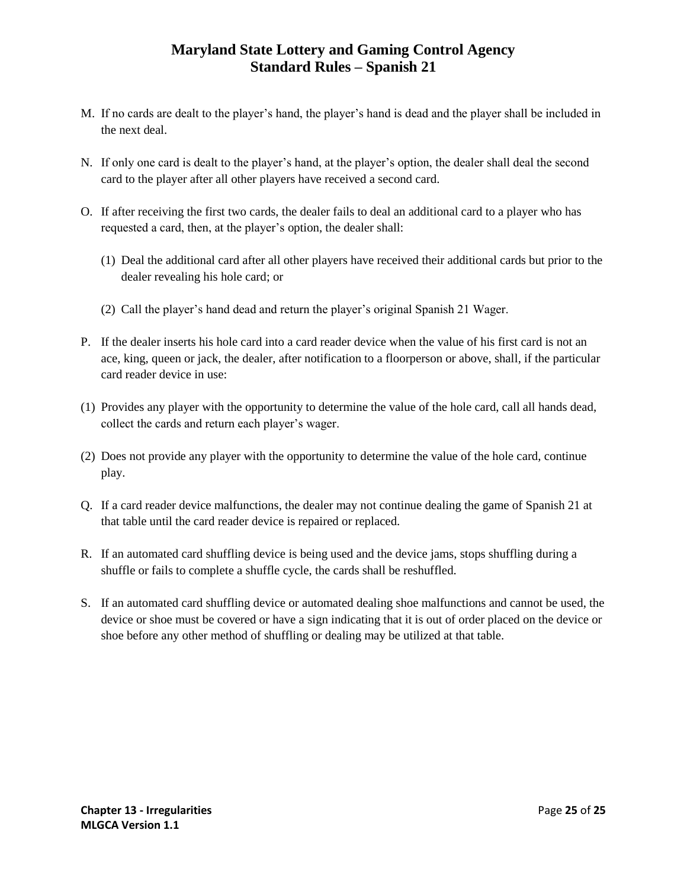M. If no cards are dealt to the player's hand, the player's hand is dead and the player shall be included in the next deal.

N. If only one card is dealt to the player's hand, at the player's option, the dealer shall deal the second card to the player after all other players have received a second card.

O. If after receiving the first two cards, the dealer fails to deal an additional card to a player who has requested a card, then, at the player's option, the dealer shall:

   (1) Deal the additional card after all other players have received their additional cards but prior to the dealer revealing his hole card; or

   (2) Call the player's hand dead and return the player's original Spanish 21 Wager.

P. If the dealer inserts his hole card into a card reader device when the value of his first card is not an ace, king, queen or jack, the dealer, after notification to a floorperson or above, shall, if the particular card reader device in use:

(1) Provides any player with the opportunity to determine the value of the hole card, call all hands dead, collect the cards and return each player's wager.

(2) Does not provide any player with the opportunity to determine the value of the hole card, continue play.

Q. If a card reader device malfunctions, the dealer may not continue dealing the game of Spanish 21 at that table until the card reader device is repaired or replaced.

R. If an automated card shuffling device is being used and the device jams, stops shuffling during a shuffle or fails to complete a shuffle cycle, the cards shall be reshuffled.

S. If an automated card shuffling device or automated dealing shoe malfunctions and cannot be used, the device or shoe must be covered or have a sign indicating that it is out of order placed on the device or shoe before any other method of shuffling or dealing may be utilized at that table.